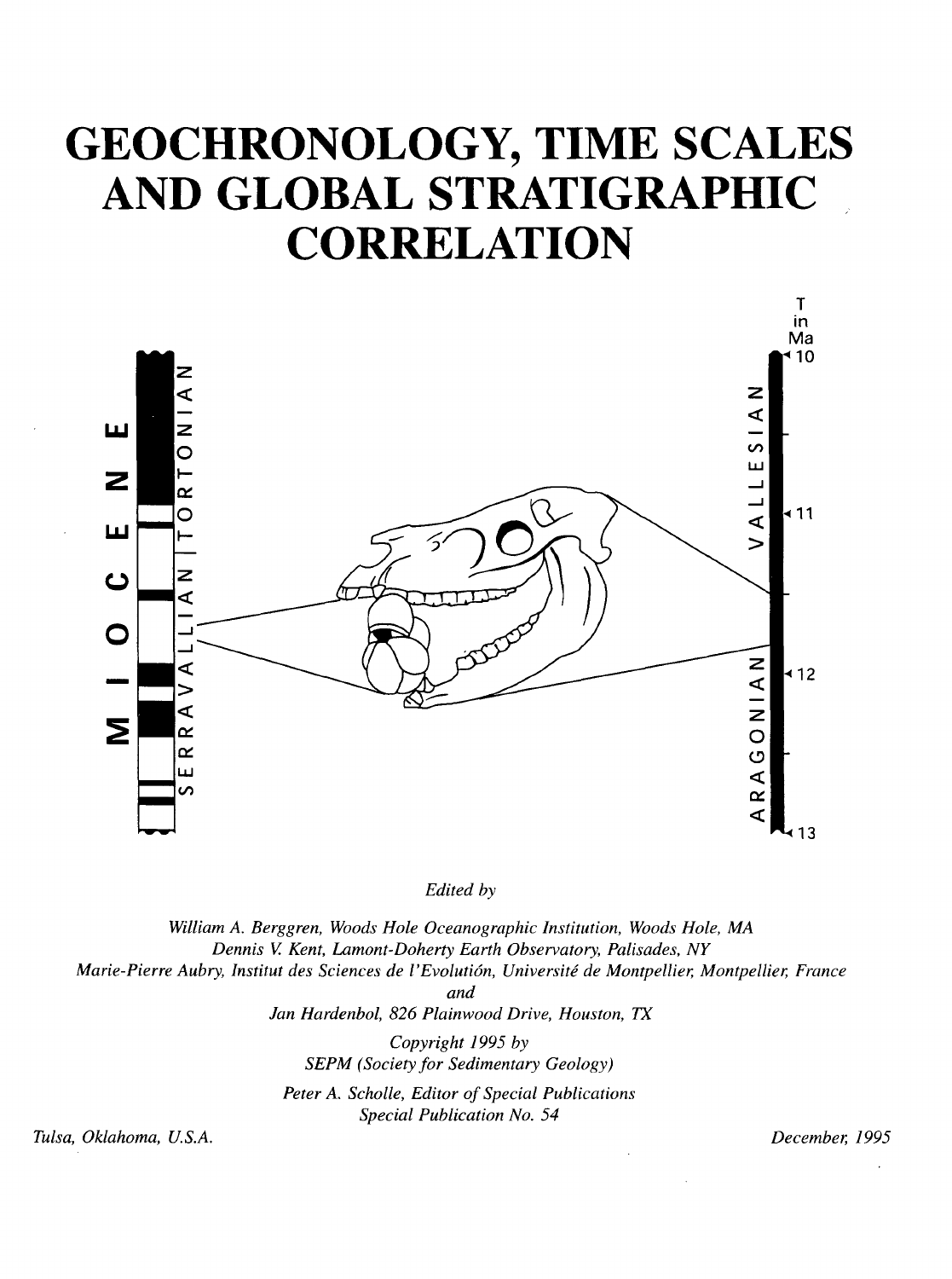# GEOCHRONOLOGY, TIME SCALES AND GLOBAL STRATIGRAPHIC CORRELATION

*Edited by*

*William A. Berggren, Woods Hole Oceanographic Institution, Woods Hole, MA*
*Dennis V. Kent, Lamont-Doherty Earth Observatory, Palisades, NY*
*Marie-Pierre Aubry, Institut des Sciences de l'Evolutión, Université de Montpellier, Montpellier, France*
*and*
*Jan Hardenbol, 826 Plainwood Drive, Houston, TX*

*Copyright 1995 by*
*SEPM (Society for Sedimentary Geology)*

*Peter A. Scholle, Editor of Special Publications*
*Special Publication No. 54*

*Tulsa, Oklahoma, U.S.A.*

*December, 1995*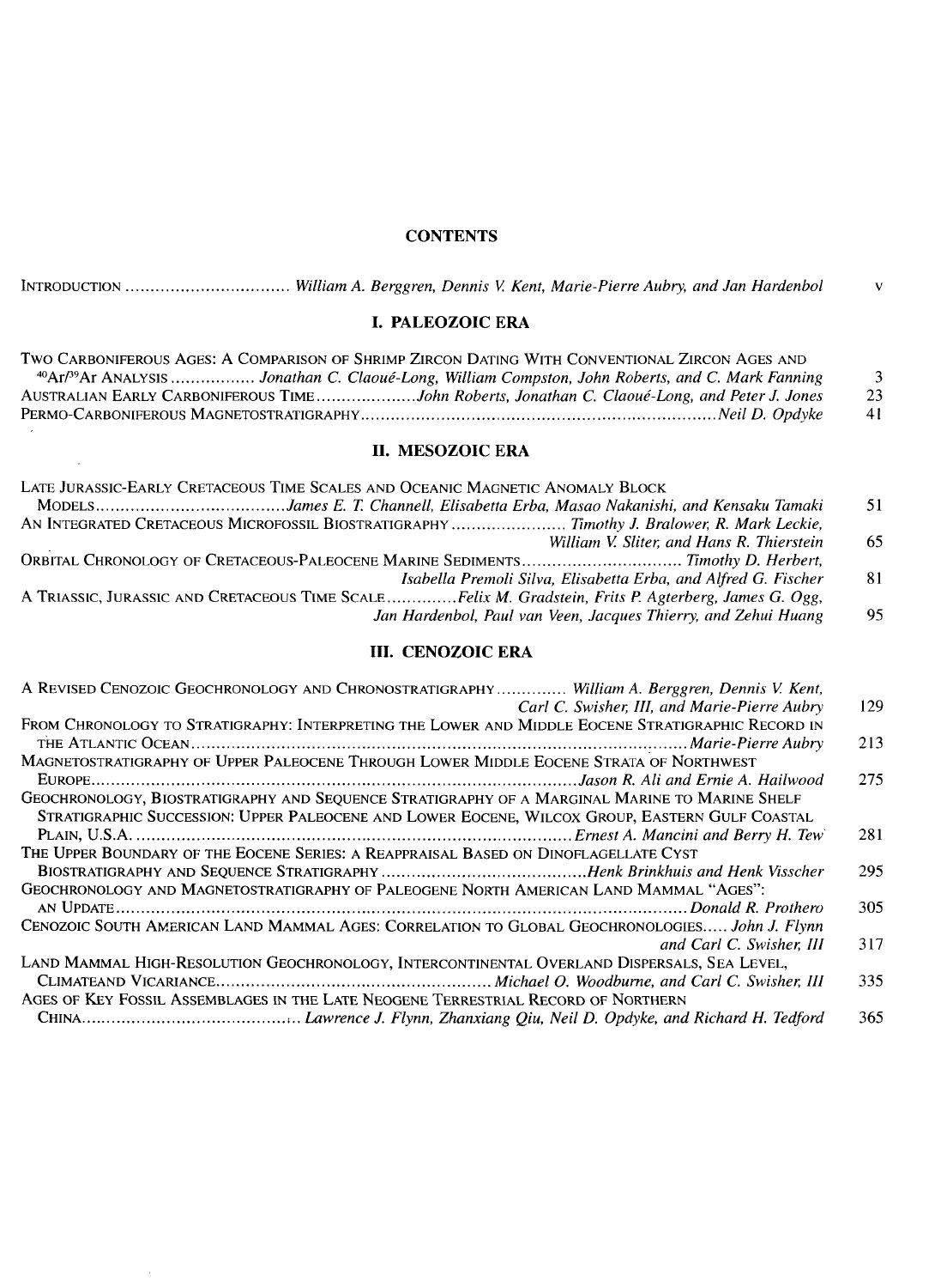# CONTENTS

INTRODUCTION ................................ *William A. Berggren, Dennis V. Kent, Marie-Pierre Aubry, and Jan Hardenbol* v

## I. PALEOZOIC ERA

TWO CARBONIFEROUS AGES: A COMPARISON OF SHRIMP ZIRCON DATING WITH CONVENTIONAL ZIRCON AGES AND $^{40}Ar/^{39}Ar$ ANALYSIS ................ *Jonathan C. Claoué-Long, William Compston, John Roberts, and C. Mark Fanning* 3

AUSTRALIAN EARLY CARBONIFEROUS TIME .................... *John Roberts, Jonathan C. Claoué-Long, and Peter J. Jones* 23

PERMO-CARBONIFEROUS MAGNETOSTRATIGRAPHY ........................................................................ *Neil D. Opdyke* 41

## II. MESOZOIC ERA

LATE JURASSIC-EARLY CRETACEOUS TIME SCALES AND OCEANIC MAGNETIC ANOMALY BLOCK MODELS ...................................... *James E. T. Channell, Elisabetta Erba, Masao Nakanishi, and Kensaku Tamaki* 51

AN INTEGRATED CRETACEOUS MICROFOSSIL BIOSTRATIGRAPHY ....................... *Timothy J. Bralower, R. Mark Leckie, William V. Sliter, and Hans R. Thierstein* 65

ORBITAL CHRONOLOGY OF CRETACEOUS-PALEOCENE MARINE SEDIMENTS ................................ *Timothy D. Herbert, Isabella Premoli Silva, Elisabetta Erba, and Alfred G. Fischer* 81

A TRIASSIC, JURASSIC AND CRETACEOUS TIME SCALE .............. *Felix M. Gradstein, Frits P. Agterberg, James G. Ogg, Jan Hardenbol, Paul van Veen, Jacques Thierry, and Zehui Huang* 95

## III. CENOZOIC ERA

A REVISED CENOZOIC GEOCHRONOLOGY AND CHRONOSTRATIGRAPHY .............. *William A. Berggren, Dennis V. Kent, Carl C. Swisher, III, and Marie-Pierre Aubry* 129

FROM CHRONOLOGY TO STRATIGRAPHY: INTERPRETING THE LOWER AND MIDDLE EOCENE STRATIGRAPHIC RECORD IN THE ATLANTIC OCEAN ................................................................................................. *Marie-Pierre Aubry* 213

MAGNETOSTRATIGRAPHY OF UPPER PALEOCENE THROUGH LOWER MIDDLE EOCENE STRATA OF NORTHWEST EUROPE ............................................................................................ *Jason R. Ali and Ernie A. Hailwood* 275

GEOCHRONOLOGY, BIOSTRATIGRAPHY AND SEQUENCE STRATIGRAPHY OF A MARGINAL MARINE TO MARINE SHELF STRATIGRAPHIC SUCCESSION: UPPER PALEOCENE AND LOWER EOCENE, WILCOX GROUP, EASTERN GULF COASTAL PLAIN, U.S.A. ........................................................................................ *Ernest A. Mancini and Berry H. Tew* 281

THE UPPER BOUNDARY OF THE EOCENE SERIES: A REAPPRAISAL BASED ON DINOFLAGELLATE CYST BIOSTRATIGRAPHY AND SEQUENCE STRATIGRAPHY ........................................ *Henk Brinkhuis and Henk Visscher* 295

GEOCHRONOLOGY AND MAGNETOSTRATIGRAPHY OF PALEOGENE NORTH AMERICAN LAND MAMMAL "AGES": AN UPDATE ................................................................................................................ *Donald R. Prothero* 305

CENOZOIC SOUTH AMERICAN LAND MAMMAL AGES: CORRELATION TO GLOBAL GEOCHRONOLOGIES..... *John J. Flynn and Carl C. Swisher, III* 317

LAND MAMMAL HIGH-RESOLUTION GEOCHRONOLOGY, INTERCONTINENTAL OVERLAND DISPERSALS, SEA LEVEL, CLIMATEAND VICARIANCE ...................................................... *Michael O. Woodburne, and Carl C. Swisher, III* 335

AGES OF KEY FOSSIL ASSEMBLAGES IN THE LATE NEOGENE TERRESTRIAL RECORD OF NORTHERN CHINA ............................................ *Lawrence J. Flynn, Zhanxiang Qiu, Neil D. Opdyke, and Richard H. Tedford* 365